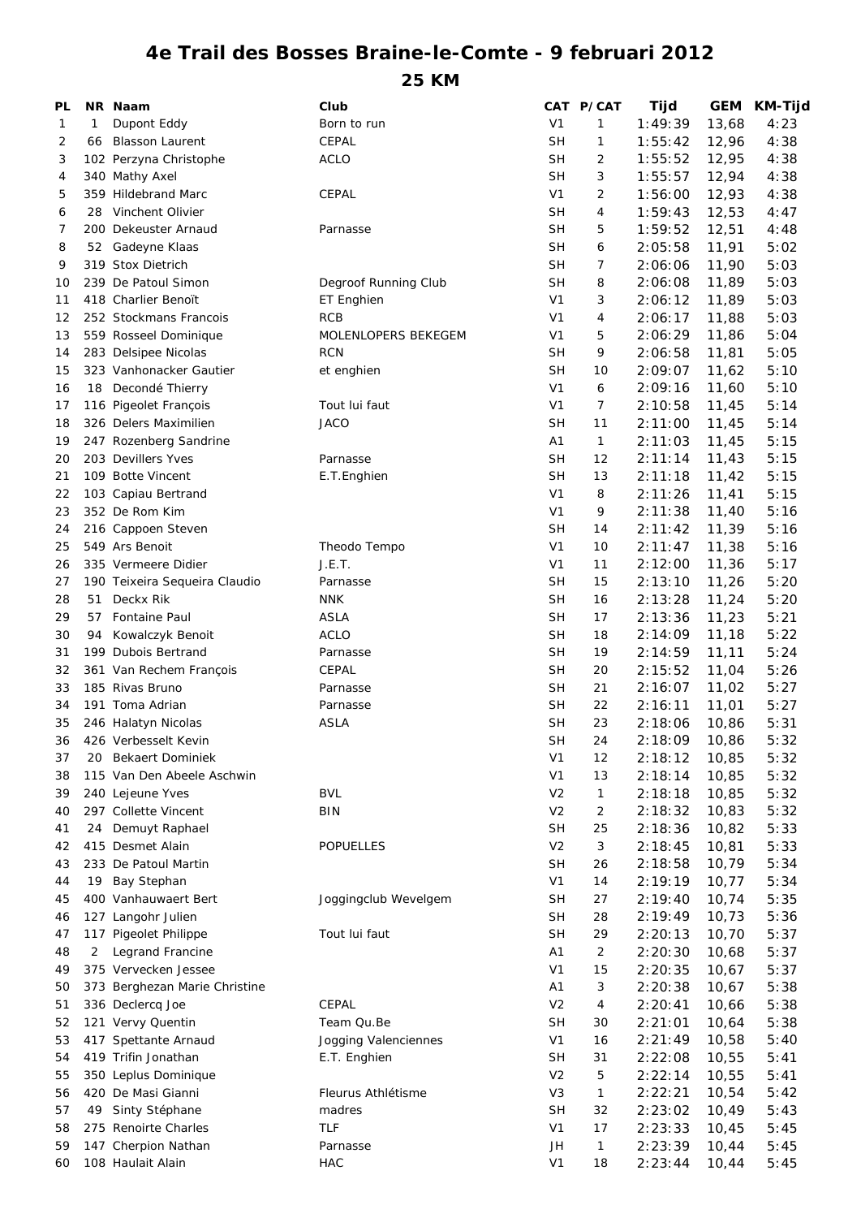# 4e Trail des Bosses Braine-le-Comte - 9 februari 2012

## 25 KM

| PL | NR | Naam | Club | CAT | P/CAT | Tijd | GEM | KM-Tijd |
|---|---|---|---|---|---|---|---|---|
| 1 | 1 | Dupont Eddy | Born to run | V1 | 1 | 1:49:39 | 13,68 | 4:23 |
| 2 | 66 | Blasson Laurent | CEPAL | SH | 1 | 1:55:42 | 12,96 | 4:38 |
| 3 | 102 | Perzyna Christophe | ACLO | SH | 2 | 1:55:52 | 12,95 | 4:38 |
| 4 | 340 | Mathy Axel | | SH | 3 | 1:55:57 | 12,94 | 4:38 |
| 5 | 359 | Hildebrand Marc | CEPAL | V1 | 2 | 1:56:00 | 12,93 | 4:38 |
| 6 | 28 | Vinchent Olivier | | SH | 4 | 1:59:43 | 12,53 | 4:47 |
| 7 | 200 | Dekeuster Arnaud | Parnasse | SH | 5 | 1:59:52 | 12,51 | 4:48 |
| 8 | 52 | Gadeyne Klaas | | SH | 6 | 2:05:58 | 11,91 | 5:02 |
| 9 | 319 | Stox Dietrich | | SH | 7 | 2:06:06 | 11,90 | 5:03 |
| 10 | 239 | De Patoul Simon | Degroof Running Club | SH | 8 | 2:06:08 | 11,89 | 5:03 |
| 11 | 418 | Charlier Benoît | ET Enghien | V1 | 3 | 2:06:12 | 11,89 | 5:03 |
| 12 | 252 | Stockmans Francois | RCB | V1 | 4 | 2:06:17 | 11,88 | 5:03 |
| 13 | 559 | Rosseel Dominique | MOLENLOPERS BEKEGEM | V1 | 5 | 2:06:29 | 11,86 | 5:04 |
| 14 | 283 | Delsipee Nicolas | RCN | SH | 9 | 2:06:58 | 11,81 | 5:05 |
| 15 | 323 | Vanhonacker Gautier | et enghien | SH | 10 | 2:09:07 | 11,62 | 5:10 |
| 16 | 18 | Decondé Thierry | | V1 | 6 | 2:09:16 | 11,60 | 5:10 |
| 17 | 116 | Pigeolet François | Tout lui faut | V1 | 7 | 2:10:58 | 11,45 | 5:14 |
| 18 | 326 | Delers Maximilien | JACO | SH | 11 | 2:11:00 | 11,45 | 5:14 |
| 19 | 247 | Rozenberg Sandrine | | A1 | 1 | 2:11:03 | 11,45 | 5:15 |
| 20 | 203 | Devillers Yves | Parnasse | SH | 12 | 2:11:14 | 11,43 | 5:15 |
| 21 | 109 | Botte Vincent | E.T.Enghien | SH | 13 | 2:11:18 | 11,42 | 5:15 |
| 22 | 103 | Capiau Bertrand | | V1 | 8 | 2:11:26 | 11,41 | 5:15 |
| 23 | 352 | De Rom Kim | | V1 | 9 | 2:11:38 | 11,40 | 5:16 |
| 24 | 216 | Cappoen Steven | | SH | 14 | 2:11:42 | 11,39 | 5:16 |
| 25 | 549 | Ars Benoit | Theodo Tempo | V1 | 10 | 2:11:47 | 11,38 | 5:16 |
| 26 | 335 | Vermeere Didier | J.E.T. | V1 | 11 | 2:12:00 | 11,36 | 5:17 |
| 27 | 190 | Teixeira Sequeira Claudio | Parnasse | SH | 15 | 2:13:10 | 11,26 | 5:20 |
| 28 | 51 | Deckx Rik | NNK | SH | 16 | 2:13:28 | 11,24 | 5:20 |
| 29 | 57 | Fontaine Paul | ASLA | SH | 17 | 2:13:36 | 11,23 | 5:21 |
| 30 | 94 | Kowalczyk Benoit | ACLO | SH | 18 | 2:14:09 | 11,18 | 5:22 |
| 31 | 199 | Dubois Bertrand | Parnasse | SH | 19 | 2:14:59 | 11,11 | 5:24 |
| 32 | 361 | Van Rechem François | CEPAL | SH | 20 | 2:15:52 | 11,04 | 5:26 |
| 33 | 185 | Rivas Bruno | Parnasse | SH | 21 | 2:16:07 | 11,02 | 5:27 |
| 34 | 191 | Toma Adrian | Parnasse | SH | 22 | 2:16:11 | 11,01 | 5:27 |
| 35 | 246 | Halatyn Nicolas | ASLA | SH | 23 | 2:18:06 | 10,86 | 5:31 |
| 36 | 426 | Verbesselt Kevin | | SH | 24 | 2:18:09 | 10,86 | 5:32 |
| 37 | 20 | Bekaert Dominiek | | V1 | 12 | 2:18:12 | 10,85 | 5:32 |
| 38 | 115 | Van Den Abeele Aschwin | | V1 | 13 | 2:18:14 | 10,85 | 5:32 |
| 39 | 240 | Lejeune Yves | BVL | V2 | 1 | 2:18:18 | 10,85 | 5:32 |
| 40 | 297 | Collette Vincent | BIN | V2 | 2 | 2:18:32 | 10,83 | 5:32 |
| 41 | 24 | Demuyt Raphael | | SH | 25 | 2:18:36 | 10,82 | 5:33 |
| 42 | 415 | Desmet Alain | POPUELLES | V2 | 3 | 2:18:45 | 10,81 | 5:33 |
| 43 | 233 | De Patoul Martin | | SH | 26 | 2:18:58 | 10,79 | 5:34 |
| 44 | 19 | Bay Stephan | | V1 | 14 | 2:19:19 | 10,77 | 5:34 |
| 45 | 400 | Vanhauwaert Bert | Joggingclub Wevelgem | SH | 27 | 2:19:40 | 10,74 | 5:35 |
| 46 | 127 | Langohr Julien | | SH | 28 | 2:19:49 | 10,73 | 5:36 |
| 47 | 117 | Pigeolet Philippe | Tout lui faut | SH | 29 | 2:20:13 | 10,70 | 5:37 |
| 48 | 2 | Legrand Francine | | A1 | 2 | 2:20:30 | 10,68 | 5:37 |
| 49 | 375 | Vervecken Jessee | | V1 | 15 | 2:20:35 | 10,67 | 5:37 |
| 50 | 373 | Berghezan Marie Christine | | A1 | 3 | 2:20:38 | 10,67 | 5:38 |
| 51 | 336 | Declercq Joe | CEPAL | V2 | 4 | 2:20:41 | 10,66 | 5:38 |
| 52 | 121 | Vervy Quentin | Team Qu.Be | SH | 30 | 2:21:01 | 10,64 | 5:38 |
| 53 | 417 | Spettante Arnaud | Jogging Valenciennes | V1 | 16 | 2:21:49 | 10,58 | 5:40 |
| 54 | 419 | Trifin Jonathan | E.T. Enghien | SH | 31 | 2:22:08 | 10,55 | 5:41 |
| 55 | 350 | Leplus Dominique | | V2 | 5 | 2:22:14 | 10,55 | 5:41 |
| 56 | 420 | De Masi Gianni | Fleurus Athlétisme | V3 | 1 | 2:22:21 | 10,54 | 5:42 |
| 57 | 49 | Sinty Stéphane | madres | SH | 32 | 2:23:02 | 10,49 | 5:43 |
| 58 | 275 | Renoirte Charles | TLF | V1 | 17 | 2:23:33 | 10,45 | 5:45 |
| 59 | 147 | Cherpion Nathan | Parnasse | JH | 1 | 2:23:39 | 10,44 | 5:45 |
| 60 | 108 | Haulait Alain | HAC | V1 | 18 | 2:23:44 | 10,44 | 5:45 |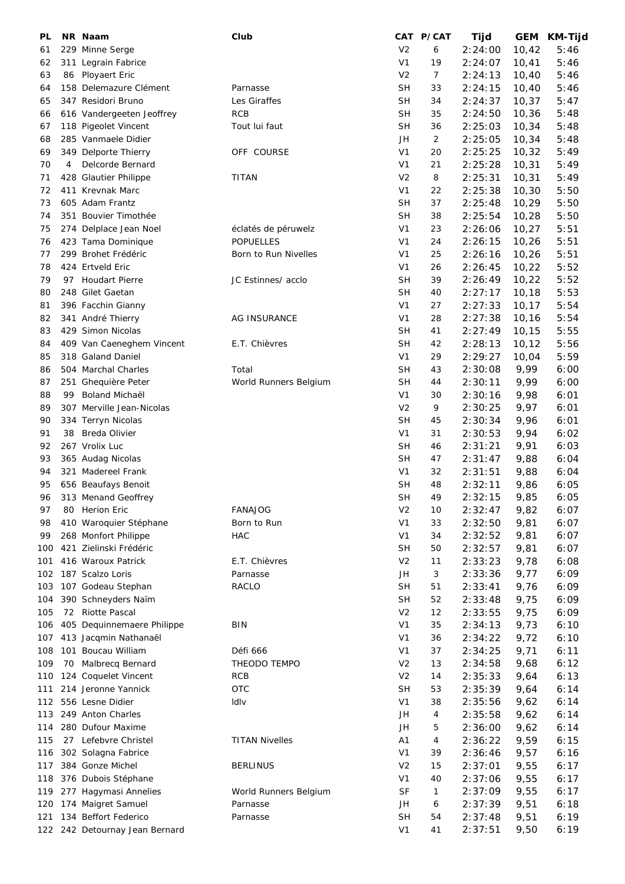| PL | NR | Naam | Club | CAT | P/CAT | Tijd | GEM | KM-Tijd |
|---|---|---|---|---|---|---|---|---|
| 61 | 229 | Minne Serge | | V2 | 6 | 2:24:00 | 10,42 | 5:46 |
| 62 | 311 | Legrain Fabrice | | V1 | 19 | 2:24:07 | 10,41 | 5:46 |
| 63 | 86 | Ployaert Eric | | V2 | 7 | 2:24:13 | 10,40 | 5:46 |
| 64 | 158 | Delemazure Clément | Parnasse | SH | 33 | 2:24:15 | 10,40 | 5:46 |
| 65 | 347 | Residori Bruno | Les Giraffes | SH | 34 | 2:24:37 | 10,37 | 5:47 |
| 66 | 616 | Vandergeeten Jeoffrey | RCB | SH | 35 | 2:24:50 | 10,36 | 5:48 |
| 67 | 118 | Pigeolet Vincent | Tout lui faut | SH | 36 | 2:25:03 | 10,34 | 5:48 |
| 68 | 285 | Vanmaele Didier | | JH | 2 | 2:25:05 | 10,34 | 5:48 |
| 69 | 349 | Delporte Thierry | OFF COURSE | V1 | 20 | 2:25:25 | 10,32 | 5:49 |
| 70 | 4 | Delcorde Bernard | | V1 | 21 | 2:25:28 | 10,31 | 5:49 |
| 71 | 428 | Glautier Philippe | TITAN | V2 | 8 | 2:25:31 | 10,31 | 5:49 |
| 72 | 411 | Krevnak Marc | | V1 | 22 | 2:25:38 | 10,30 | 5:50 |
| 73 | 605 | Adam Frantz | | SH | 37 | 2:25:48 | 10,29 | 5:50 |
| 74 | 351 | Bouvier Timothée | | SH | 38 | 2:25:54 | 10,28 | 5:50 |
| 75 | 274 | Delplace Jean Noel | éclatés de péruwelz | V1 | 23 | 2:26:06 | 10,27 | 5:51 |
| 76 | 423 | Tama Dominique | POPUELLES | V1 | 24 | 2:26:15 | 10,26 | 5:51 |
| 77 | 299 | Brohet Frédéric | Born to Run Nivelles | V1 | 25 | 2:26:16 | 10,26 | 5:51 |
| 78 | 424 | Ertveld Eric | | V1 | 26 | 2:26:45 | 10,22 | 5:52 |
| 79 | 97 | Houdart Pierre | JC Estinnes/ acclo | SH | 39 | 2:26:49 | 10,22 | 5:52 |
| 80 | 248 | Gilet Gaetan | | SH | 40 | 2:27:17 | 10,18 | 5:53 |
| 81 | 396 | Facchin Gianny | | V1 | 27 | 2:27:33 | 10,17 | 5:54 |
| 82 | 341 | André Thierry | AG INSURANCE | V1 | 28 | 2:27:38 | 10,16 | 5:54 |
| 83 | 429 | Simon Nicolas | | SH | 41 | 2:27:49 | 10,15 | 5:55 |
| 84 | 409 | Van Caeneghem Vincent | E.T. Chièvres | SH | 42 | 2:28:13 | 10,12 | 5:56 |
| 85 | 318 | Galand Daniel | | V1 | 29 | 2:29:27 | 10,04 | 5:59 |
| 86 | 504 | Marchal Charles | Total | SH | 43 | 2:30:08 | 9,99 | 6:00 |
| 87 | 251 | Ghequière Peter | World Runners Belgium | SH | 44 | 2:30:11 | 9,99 | 6:00 |
| 88 | 99 | Boland Michaël | | V1 | 30 | 2:30:16 | 9,98 | 6:01 |
| 89 | 307 | Merville Jean-Nicolas | | V2 | 9 | 2:30:25 | 9,97 | 6:01 |
| 90 | 334 | Terryn Nicolas | | SH | 45 | 2:30:34 | 9,96 | 6:01 |
| 91 | 38 | Breda Olivier | | V1 | 31 | 2:30:53 | 9,94 | 6:02 |
| 92 | 267 | Vrolix Luc | | SH | 46 | 2:31:21 | 9,91 | 6:03 |
| 93 | 365 | Audag Nicolas | | SH | 47 | 2:31:47 | 9,88 | 6:04 |
| 94 | 321 | Madereel Frank | | V1 | 32 | 2:31:51 | 9,88 | 6:04 |
| 95 | 656 | Beaufays Benoit | | SH | 48 | 2:32:11 | 9,86 | 6:05 |
| 96 | 313 | Menand Geoffrey | | SH | 49 | 2:32:15 | 9,85 | 6:05 |
| 97 | 80 | Herion Eric | FANAJOG | V2 | 10 | 2:32:47 | 9,82 | 6:07 |
| 98 | 410 | Waroquier Stéphane | Born to Run | V1 | 33 | 2:32:50 | 9,81 | 6:07 |
| 99 | 268 | Monfort Philippe | HAC | V1 | 34 | 2:32:52 | 9,81 | 6:07 |
| 100 | 421 | Zielinski Frédéric | | SH | 50 | 2:32:57 | 9,81 | 6:07 |
| 101 | 416 | Waroux Patrick | E.T. Chièvres | V2 | 11 | 2:33:23 | 9,78 | 6:08 |
| 102 | 187 | Scalzo Loris | Parnasse | JH | 3 | 2:33:36 | 9,77 | 6:09 |
| 103 | 107 | Godeau Stephan | RACLO | SH | 51 | 2:33:41 | 9,76 | 6:09 |
| 104 | 390 | Schneyders Naïm | | SH | 52 | 2:33:48 | 9,75 | 6:09 |
| 105 | 72 | Riotte Pascal | | V2 | 12 | 2:33:55 | 9,75 | 6:09 |
| 106 | 405 | Dequinnemaere Philippe | BIN | V1 | 35 | 2:34:13 | 9,73 | 6:10 |
| 107 | 413 | Jacqmin Nathanaël | | V1 | 36 | 2:34:22 | 9,72 | 6:10 |
| 108 | 101 | Boucau William | Défi 666 | V1 | 37 | 2:34:25 | 9,71 | 6:11 |
| 109 | 70 | Malbrecq Bernard | THEODO TEMPO | V2 | 13 | 2:34:58 | 9,68 | 6:12 |
| 110 | 124 | Coquelet Vincent | RCB | V2 | 14 | 2:35:33 | 9,64 | 6:13 |
| 111 | 214 | Jeronne Yannick | OTC | SH | 53 | 2:35:39 | 9,64 | 6:14 |
| 112 | 556 | Lesne Didier | Idlv | V1 | 38 | 2:35:56 | 9,62 | 6:14 |
| 113 | 249 | Anton Charles | | JH | 4 | 2:35:58 | 9,62 | 6:14 |
| 114 | 280 | Dufour Maxime | | JH | 5 | 2:36:00 | 9,62 | 6:14 |
| 115 | 27 | Lefebvre Christel | TITAN Nivelles | A1 | 4 | 2:36:22 | 9,59 | 6:15 |
| 116 | 302 | Solagna Fabrice | | V1 | 39 | 2:36:46 | 9,57 | 6:16 |
| 117 | 384 | Gonze Michel | BERLINUS | V2 | 15 | 2:37:01 | 9,55 | 6:17 |
| 118 | 376 | Dubois Stéphane | | V1 | 40 | 2:37:06 | 9,55 | 6:17 |
| 119 | 277 | Hagymasi Annelies | World Runners Belgium | SF | 1 | 2:37:09 | 9,55 | 6:17 |
| 120 | 174 | Maigret Samuel | Parnasse | JH | 6 | 2:37:39 | 9,51 | 6:18 |
| 121 | 134 | Beffort Federico | Parnasse | SH | 54 | 2:37:48 | 9,51 | 6:19 |
| 122 | 242 | Detournay Jean Bernard | | V1 | 41 | 2:37:51 | 9,50 | 6:19 |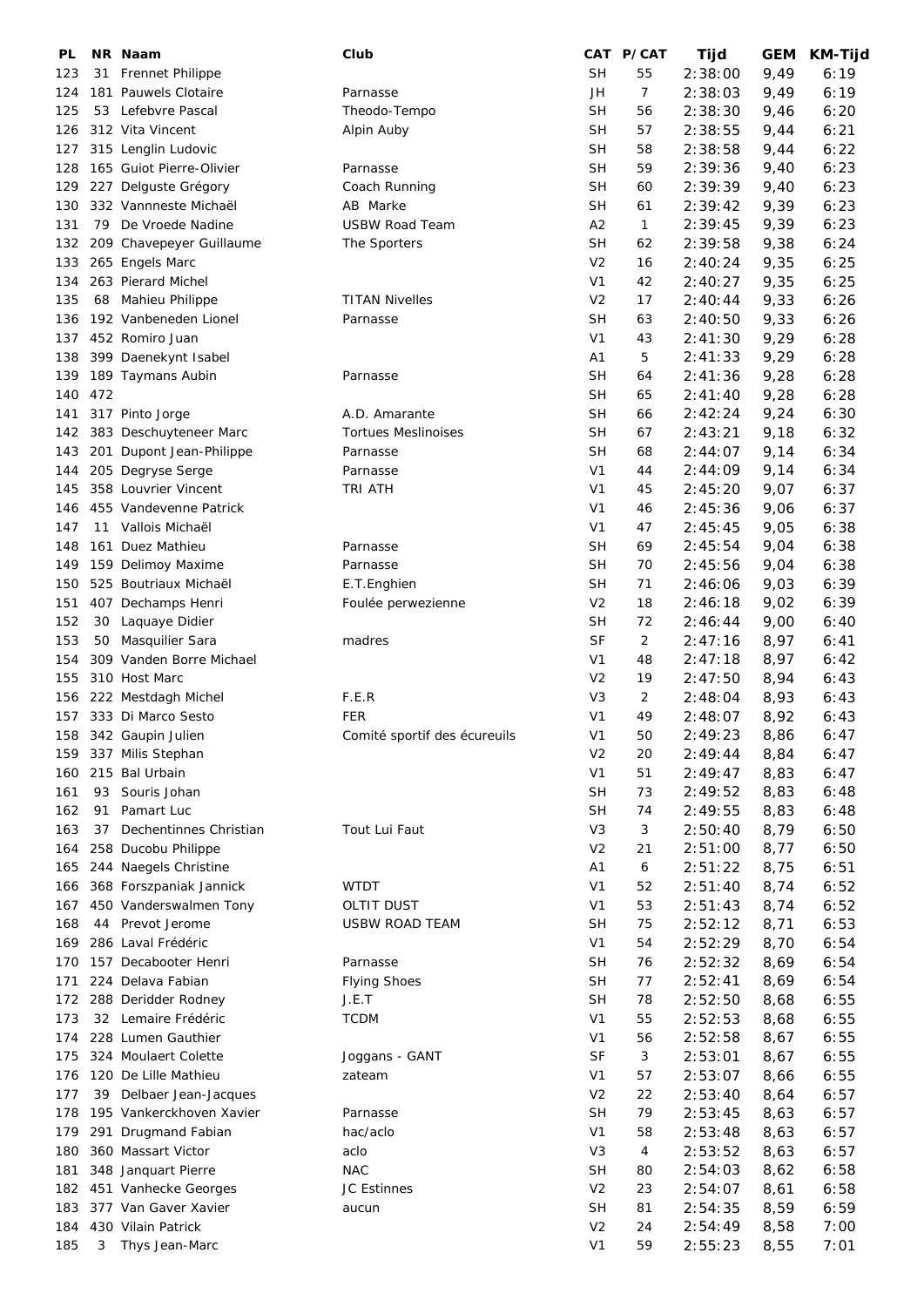| PL | NR | Naam | Club | CAT | P/CAT | Tijd | GEM | KM-Tijd |
|---|---|---|---|---|---|---|---|---|
| 123 | 31 | Frennet Philippe | | SH | 55 | 2:38:00 | 9,49 | 6:19 |
| 124 | 181 | Pauwels Clotaire | Parnasse | JH | 7 | 2:38:03 | 9,49 | 6:19 |
| 125 | 53 | Lefebvre Pascal | Theodo-Tempo | SH | 56 | 2:38:30 | 9,46 | 6:20 |
| 126 | 312 | Vita Vincent | Alpin Auby | SH | 57 | 2:38:55 | 9,44 | 6:21 |
| 127 | 315 | Lenglin Ludovic | | SH | 58 | 2:38:58 | 9,44 | 6:22 |
| 128 | 165 | Guiot Pierre-Olivier | Parnasse | SH | 59 | 2:39:36 | 9,40 | 6:23 |
| 129 | 227 | Delguste Grégory | Coach Running | SH | 60 | 2:39:39 | 9,40 | 6:23 |
| 130 | 332 | Vannneste Michaël | AB Marke | SH | 61 | 2:39:42 | 9,39 | 6:23 |
| 131 | 79 | De Vroede Nadine | USBW Road Team | A2 | 1 | 2:39:45 | 9,39 | 6:23 |
| 132 | 209 | Chavepeyer Guillaume | The Sporters | SH | 62 | 2:39:58 | 9,38 | 6:24 |
| 133 | 265 | Engels Marc | | V2 | 16 | 2:40:24 | 9,35 | 6:25 |
| 134 | 263 | Pierard Michel | | V1 | 42 | 2:40:27 | 9,35 | 6:25 |
| 135 | 68 | Mahieu Philippe | TITAN Nivelles | V2 | 17 | 2:40:44 | 9,33 | 6:26 |
| 136 | 192 | Vanbeneden Lionel | Parnasse | SH | 63 | 2:40:50 | 9,33 | 6:26 |
| 137 | 452 | Romiro Juan | | V1 | 43 | 2:41:30 | 9,29 | 6:28 |
| 138 | 399 | Daenekynt Isabel | | A1 | 5 | 2:41:33 | 9,29 | 6:28 |
| 139 | 189 | Taymans Aubin | Parnasse | SH | 64 | 2:41:36 | 9,28 | 6:28 |
| 140 | 472 | | | SH | 65 | 2:41:40 | 9,28 | 6:28 |
| 141 | 317 | Pinto Jorge | A.D. Amarante | SH | 66 | 2:42:24 | 9,24 | 6:30 |
| 142 | 383 | Deschuyteneer Marc | Tortues Meslinoises | SH | 67 | 2:43:21 | 9,18 | 6:32 |
| 143 | 201 | Dupont Jean-Philippe | Parnasse | SH | 68 | 2:44:07 | 9,14 | 6:34 |
| 144 | 205 | Degryse Serge | Parnasse | V1 | 44 | 2:44:09 | 9,14 | 6:34 |
| 145 | 358 | Louvrier Vincent | TRI ATH | V1 | 45 | 2:45:20 | 9,07 | 6:37 |
| 146 | 455 | Vandevenne Patrick | | V1 | 46 | 2:45:36 | 9,06 | 6:37 |
| 147 | 11 | Vallois Michaël | | V1 | 47 | 2:45:45 | 9,05 | 6:38 |
| 148 | 161 | Duez Mathieu | Parnasse | SH | 69 | 2:45:54 | 9,04 | 6:38 |
| 149 | 159 | Delimoy Maxime | Parnasse | SH | 70 | 2:45:56 | 9,04 | 6:38 |
| 150 | 525 | Boutriaux Michaël | E.T.Enghien | SH | 71 | 2:46:06 | 9,03 | 6:39 |
| 151 | 407 | Dechamps Henri | Foulée perwezienne | V2 | 18 | 2:46:18 | 9,02 | 6:39 |
| 152 | 30 | Laquaye Didier | | SH | 72 | 2:46:44 | 9,00 | 6:40 |
| 153 | 50 | Masquilier Sara | madres | SF | 2 | 2:47:16 | 8,97 | 6:41 |
| 154 | 309 | Vanden Borre Michael | | V1 | 48 | 2:47:18 | 8,97 | 6:42 |
| 155 | 310 | Host Marc | | V2 | 19 | 2:47:50 | 8,94 | 6:43 |
| 156 | 222 | Mestdagh Michel | F.E.R | V3 | 2 | 2:48:04 | 8,93 | 6:43 |
| 157 | 333 | Di Marco Sesto | FER | V1 | 49 | 2:48:07 | 8,92 | 6:43 |
| 158 | 342 | Gaupin Julien | Comité sportif des écureuils | V1 | 50 | 2:49:23 | 8,86 | 6:47 |
| 159 | 337 | Milis Stephan | | V2 | 20 | 2:49:44 | 8,84 | 6:47 |
| 160 | 215 | Bal Urbain | | V1 | 51 | 2:49:47 | 8,83 | 6:47 |
| 161 | 93 | Souris Johan | | SH | 73 | 2:49:52 | 8,83 | 6:48 |
| 162 | 91 | Pamart Luc | | SH | 74 | 2:49:55 | 8,83 | 6:48 |
| 163 | 37 | Dechentinnes Christian | Tout Lui Faut | V3 | 3 | 2:50:40 | 8,79 | 6:50 |
| 164 | 258 | Ducobu Philippe | | V2 | 21 | 2:51:00 | 8,77 | 6:50 |
| 165 | 244 | Naegels Christine | | A1 | 6 | 2:51:22 | 8,75 | 6:51 |
| 166 | 368 | Forszpaniak Jannick | WTDT | V1 | 52 | 2:51:40 | 8,74 | 6:52 |
| 167 | 450 | Vanderswalmen Tony | OLTIT DUST | V1 | 53 | 2:51:43 | 8,74 | 6:52 |
| 168 | 44 | Prevot Jerome | USBW ROAD TEAM | SH | 75 | 2:52:12 | 8,71 | 6:53 |
| 169 | 286 | Laval Frédéric | | V1 | 54 | 2:52:29 | 8,70 | 6:54 |
| 170 | 157 | Decabooter Henri | Parnasse | SH | 76 | 2:52:32 | 8,69 | 6:54 |
| 171 | 224 | Delava Fabian | Flying Shoes | SH | 77 | 2:52:41 | 8,69 | 6:54 |
| 172 | 288 | Deridder Rodney | J.E.T | SH | 78 | 2:52:50 | 8,68 | 6:55 |
| 173 | 32 | Lemaire Frédéric | TCDM | V1 | 55 | 2:52:53 | 8,68 | 6:55 |
| 174 | 228 | Lumen Gauthier | | V1 | 56 | 2:52:58 | 8,67 | 6:55 |
| 175 | 324 | Moulaert Colette | Joggans - GANT | SF | 3 | 2:53:01 | 8,67 | 6:55 |
| 176 | 120 | De Lille Mathieu | zateam | V1 | 57 | 2:53:07 | 8,66 | 6:55 |
| 177 | 39 | Delbaer Jean-Jacques | | V2 | 22 | 2:53:40 | 8,64 | 6:57 |
| 178 | 195 | Vankerckhoven Xavier | Parnasse | SH | 79 | 2:53:45 | 8,63 | 6:57 |
| 179 | 291 | Drugmand Fabian | hac/aclo | V1 | 58 | 2:53:48 | 8,63 | 6:57 |
| 180 | 360 | Massart Victor | aclo | V3 | 4 | 2:53:52 | 8,63 | 6:57 |
| 181 | 348 | Janquart Pierre | NAC | SH | 80 | 2:54:03 | 8,62 | 6:58 |
| 182 | 451 | Vanhecke Georges | JC Estinnes | V2 | 23 | 2:54:07 | 8,61 | 6:58 |
| 183 | 377 | Van Gaver Xavier | aucun | SH | 81 | 2:54:35 | 8,59 | 6:59 |
| 184 | 430 | Vilain Patrick | | V2 | 24 | 2:54:49 | 8,58 | 7:00 |
| 185 | 3 | Thys Jean-Marc | | V1 | 59 | 2:55:23 | 8,55 | 7:01 |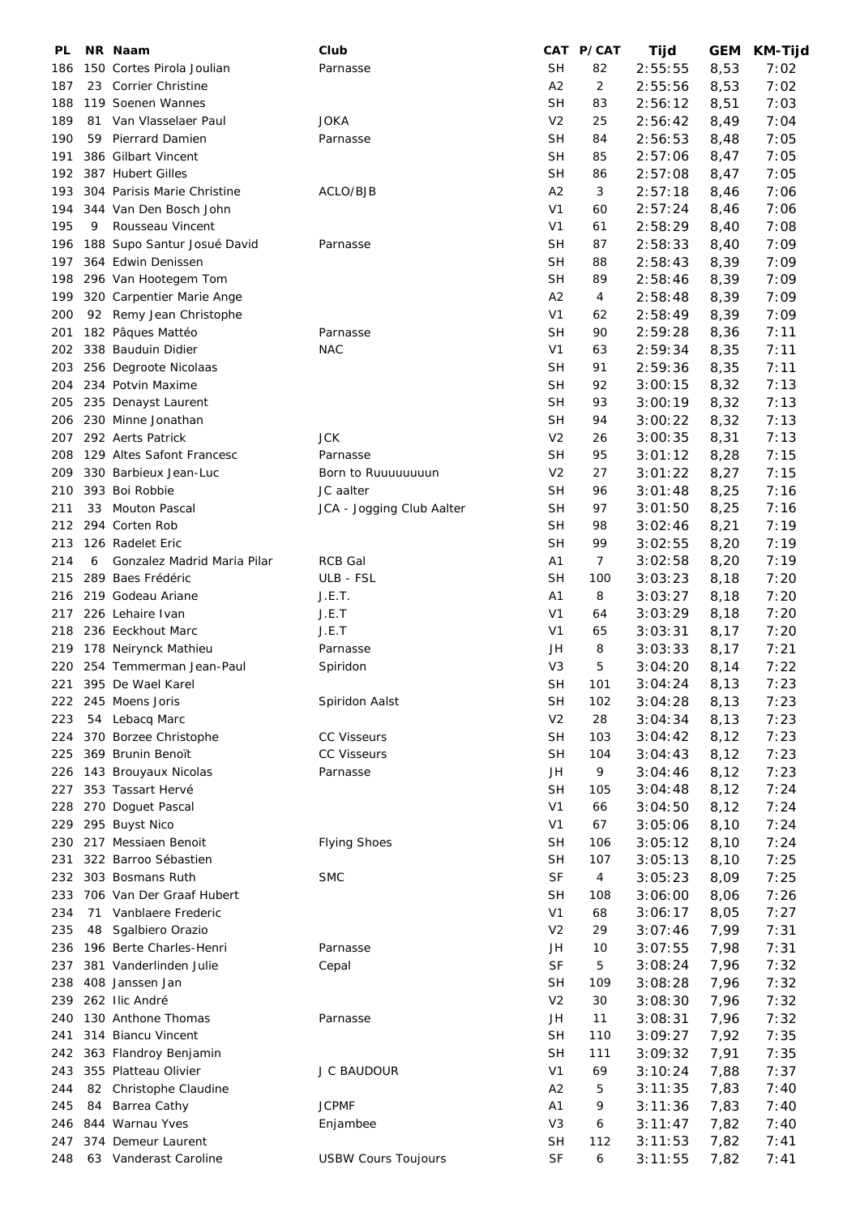| PL | NR | Naam | Club | CAT | P/CAT | Tijd | GEM | KM-Tijd |
|---|---|---|---|---|---|---|---|---|
| 186 | 150 | Cortes Pirola Joulian | Parnasse | SH | 82 | 2:55:55 | 8,53 | 7:02 |
| 187 | 23 | Corrier Christine | | A2 | 2 | 2:55:56 | 8,53 | 7:02 |
| 188 | 119 | Soenen Wannes | | SH | 83 | 2:56:12 | 8,51 | 7:03 |
| 189 | 81 | Van Vlasselaer Paul | JOKA | V2 | 25 | 2:56:42 | 8,49 | 7:04 |
| 190 | 59 | Pierrard Damien | Parnasse | SH | 84 | 2:56:53 | 8,48 | 7:05 |
| 191 | 386 | Gilbart Vincent | | SH | 85 | 2:57:06 | 8,47 | 7:05 |
| 192 | 387 | Hubert Gilles | | SH | 86 | 2:57:08 | 8,47 | 7:05 |
| 193 | 304 | Parisis Marie Christine | ACLO/BJB | A2 | 3 | 2:57:18 | 8,46 | 7:06 |
| 194 | 344 | Van Den Bosch John | | V1 | 60 | 2:57:24 | 8,46 | 7:06 |
| 195 | 9 | Rousseau Vincent | | V1 | 61 | 2:58:29 | 8,40 | 7:08 |
| 196 | 188 | Supo Santur Josué David | Parnasse | SH | 87 | 2:58:33 | 8,40 | 7:09 |
| 197 | 364 | Edwin Denissen | | SH | 88 | 2:58:43 | 8,39 | 7:09 |
| 198 | 296 | Van Hootegem Tom | | SH | 89 | 2:58:46 | 8,39 | 7:09 |
| 199 | 320 | Carpentier Marie Ange | | A2 | 4 | 2:58:48 | 8,39 | 7:09 |
| 200 | 92 | Remy Jean Christophe | | V1 | 62 | 2:58:49 | 8,39 | 7:09 |
| 201 | 182 | Pâques Mattéo | Parnasse | SH | 90 | 2:59:28 | 8,36 | 7:11 |
| 202 | 338 | Bauduin Didier | NAC | V1 | 63 | 2:59:34 | 8,35 | 7:11 |
| 203 | 256 | Degroote Nicolaas | | SH | 91 | 2:59:36 | 8,35 | 7:11 |
| 204 | 234 | Potvin Maxime | | SH | 92 | 3:00:15 | 8,32 | 7:13 |
| 205 | 235 | Denayst Laurent | | SH | 93 | 3:00:19 | 8,32 | 7:13 |
| 206 | 230 | Minne Jonathan | | SH | 94 | 3:00:22 | 8,32 | 7:13 |
| 207 | 292 | Aerts Patrick | JCK | V2 | 26 | 3:00:35 | 8,31 | 7:13 |
| 208 | 129 | Altes Safont Francesc | Parnasse | SH | 95 | 3:01:12 | 8,28 | 7:15 |
| 209 | 330 | Barbieux Jean-Luc | Born to Ruuuuuuuun | V2 | 27 | 3:01:22 | 8,27 | 7:15 |
| 210 | 393 | Boi Robbie | JC aalter | SH | 96 | 3:01:48 | 8,25 | 7:16 |
| 211 | 33 | Mouton Pascal | JCA - Jogging Club Aalter | SH | 97 | 3:01:50 | 8,25 | 7:16 |
| 212 | 294 | Corten Rob | | SH | 98 | 3:02:46 | 8,21 | 7:19 |
| 213 | 126 | Radelet Eric | | SH | 99 | 3:02:55 | 8,20 | 7:19 |
| 214 | 6 | Gonzalez Madrid Maria Pilar | RCB Gal | A1 | 7 | 3:02:58 | 8,20 | 7:19 |
| 215 | 289 | Baes Frédéric | ULB - FSL | SH | 100 | 3:03:23 | 8,18 | 7:20 |
| 216 | 219 | Godeau Ariane | J.E.T. | A1 | 8 | 3:03:27 | 8,18 | 7:20 |
| 217 | 226 | Lehaire Ivan | J.E.T | V1 | 64 | 3:03:29 | 8,18 | 7:20 |
| 218 | 236 | Eeckhout Marc | J.E.T | V1 | 65 | 3:03:31 | 8,17 | 7:20 |
| 219 | 178 | Neirynck Mathieu | Parnasse | JH | 8 | 3:03:33 | 8,17 | 7:21 |
| 220 | 254 | Temmerman Jean-Paul | Spiridon | V3 | 5 | 3:04:20 | 8,14 | 7:22 |
| 221 | 395 | De Wael Karel | | SH | 101 | 3:04:24 | 8,13 | 7:23 |
| 222 | 245 | Moens Joris | Spiridon Aalst | SH | 102 | 3:04:28 | 8,13 | 7:23 |
| 223 | 54 | Lebacq Marc | | V2 | 28 | 3:04:34 | 8,13 | 7:23 |
| 224 | 370 | Borzee Christophe | CC Visseurs | SH | 103 | 3:04:42 | 8,12 | 7:23 |
| 225 | 369 | Brunin Benoît | CC Visseurs | SH | 104 | 3:04:43 | 8,12 | 7:23 |
| 226 | 143 | Brouyaux Nicolas | Parnasse | JH | 9 | 3:04:46 | 8,12 | 7:23 |
| 227 | 353 | Tassart Hervé | | SH | 105 | 3:04:48 | 8,12 | 7:24 |
| 228 | 270 | Doguet Pascal | | V1 | 66 | 3:04:50 | 8,12 | 7:24 |
| 229 | 295 | Buyst Nico | | V1 | 67 | 3:05:06 | 8,10 | 7:24 |
| 230 | 217 | Messiaen Benoit | Flying Shoes | SH | 106 | 3:05:12 | 8,10 | 7:24 |
| 231 | 322 | Barroo Sébastien | | SH | 107 | 3:05:13 | 8,10 | 7:25 |
| 232 | 303 | Bosmans Ruth | SMC | SF | 4 | 3:05:23 | 8,09 | 7:25 |
| 233 | 706 | Van Der Graaf Hubert | | SH | 108 | 3:06:00 | 8,06 | 7:26 |
| 234 | 71 | Vanblaere Frederic | | V1 | 68 | 3:06:17 | 8,05 | 7:27 |
| 235 | 48 | Sgalbiero Orazio | | V2 | 29 | 3:07:46 | 7,99 | 7:31 |
| 236 | 196 | Berte Charles-Henri | Parnasse | JH | 10 | 3:07:55 | 7,98 | 7:31 |
| 237 | 381 | Vanderlinden Julie | Cepal | SF | 5 | 3:08:24 | 7,96 | 7:32 |
| 238 | 408 | Janssen Jan | | SH | 109 | 3:08:28 | 7,96 | 7:32 |
| 239 | 262 | Ilic André | | V2 | 30 | 3:08:30 | 7,96 | 7:32 |
| 240 | 130 | Anthone Thomas | Parnasse | JH | 11 | 3:08:31 | 7,96 | 7:32 |
| 241 | 314 | Biancu Vincent | | SH | 110 | 3:09:27 | 7,92 | 7:35 |
| 242 | 363 | Flandroy Benjamin | | SH | 111 | 3:09:32 | 7,91 | 7:35 |
| 243 | 355 | Platteau Olivier | J C BAUDOUR | V1 | 69 | 3:10:24 | 7,88 | 7:37 |
| 244 | 82 | Christophe Claudine | | A2 | 5 | 3:11:35 | 7,83 | 7:40 |
| 245 | 84 | Barrea Cathy | JCPMF | A1 | 9 | 3:11:36 | 7,83 | 7:40 |
| 246 | 844 | Warnau Yves | Enjambee | V3 | 6 | 3:11:47 | 7,82 | 7:40 |
| 247 | 374 | Demeur Laurent | | SH | 112 | 3:11:53 | 7,82 | 7:41 |
| 248 | 63 | Vanderast Caroline | USBW Cours Toujours | SF | 6 | 3:11:55 | 7,82 | 7:41 |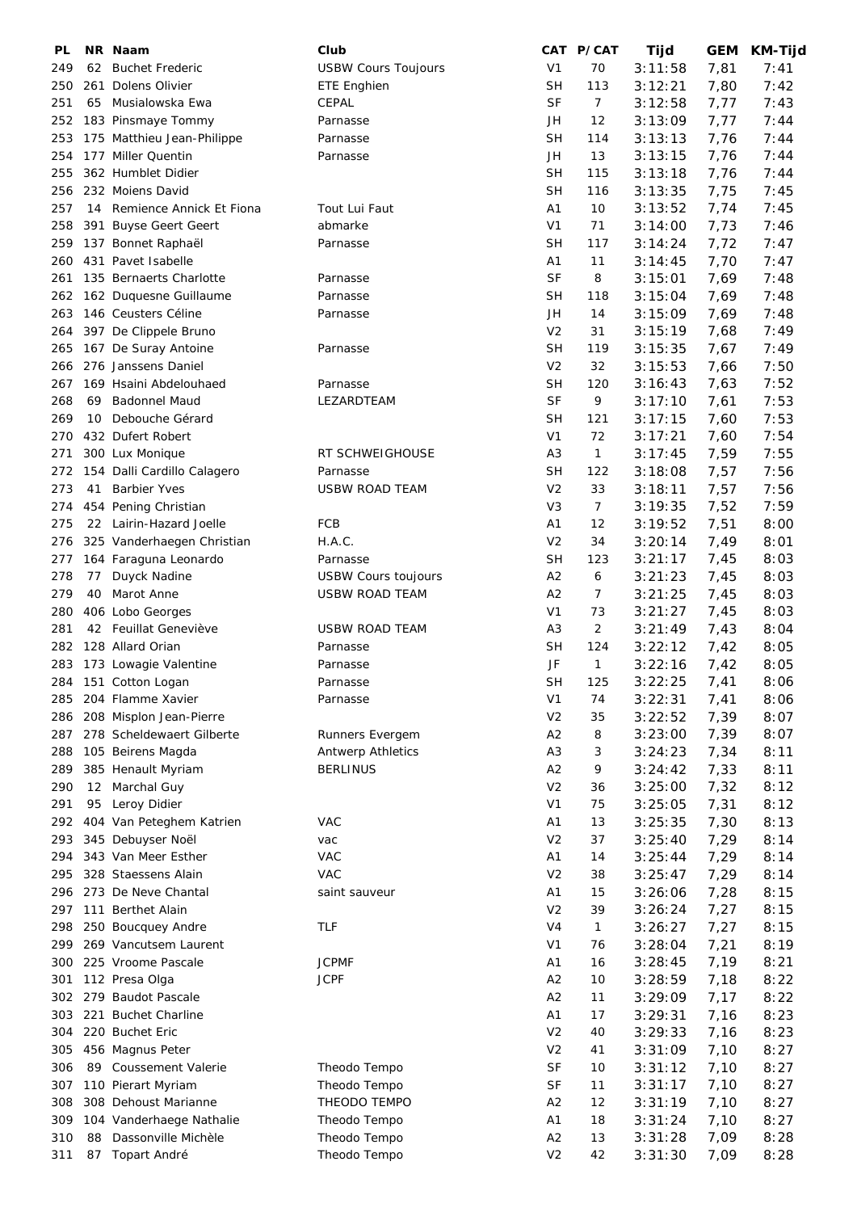| PL | NR | Naam | Club | CAT | P/CAT | Tijd | GEM | KM-Tijd |
|---|---|---|---|---|---|---|---|---|
| 249 | 62 | Buchet Frederic | USBW Cours Toujours | V1 | 70 | 3:11:58 | 7,81 | 7:41 |
| 250 | 261 | Dolens Olivier | ETE Enghien | SH | 113 | 3:12:21 | 7,80 | 7:42 |
| 251 | 65 | Musialowska Ewa | CEPAL | SF | 7 | 3:12:58 | 7,77 | 7:43 |
| 252 | 183 | Pinsmaye Tommy | Parnasse | JH | 12 | 3:13:09 | 7,77 | 7:44 |
| 253 | 175 | Matthieu Jean-Philippe | Parnasse | SH | 114 | 3:13:13 | 7,76 | 7:44 |
| 254 | 177 | Miller Quentin | Parnasse | JH | 13 | 3:13:15 | 7,76 | 7:44 |
| 255 | 362 | Humblet Didier | | SH | 115 | 3:13:18 | 7,76 | 7:44 |
| 256 | 232 | Moiens David | | SH | 116 | 3:13:35 | 7,75 | 7:45 |
| 257 | 14 | Remience Annick Et Fiona | Tout Lui Faut | A1 | 10 | 3:13:52 | 7,74 | 7:45 |
| 258 | 391 | Buyse Geert Geert | abmarke | V1 | 71 | 3:14:00 | 7,73 | 7:46 |
| 259 | 137 | Bonnet Raphaël | Parnasse | SH | 117 | 3:14:24 | 7,72 | 7:47 |
| 260 | 431 | Pavet Isabelle | | A1 | 11 | 3:14:45 | 7,70 | 7:47 |
| 261 | 135 | Bernaerts Charlotte | Parnasse | SF | 8 | 3:15:01 | 7,69 | 7:48 |
| 262 | 162 | Duquesne Guillaume | Parnasse | SH | 118 | 3:15:04 | 7,69 | 7:48 |
| 263 | 146 | Ceusters Céline | Parnasse | JH | 14 | 3:15:09 | 7,69 | 7:48 |
| 264 | 397 | De Clippele Bruno | | V2 | 31 | 3:15:19 | 7,68 | 7:49 |
| 265 | 167 | De Suray Antoine | Parnasse | SH | 119 | 3:15:35 | 7,67 | 7:49 |
| 266 | 276 | Janssens Daniel | | V2 | 32 | 3:15:53 | 7,66 | 7:50 |
| 267 | 169 | Hsaini Abdelouhaed | Parnasse | SH | 120 | 3:16:43 | 7,63 | 7:52 |
| 268 | 69 | Badonnel Maud | LEZARDTEAM | SF | 9 | 3:17:10 | 7,61 | 7:53 |
| 269 | 10 | Debouche Gérard | | SH | 121 | 3:17:15 | 7,60 | 7:53 |
| 270 | 432 | Dufert Robert | | V1 | 72 | 3:17:21 | 7,60 | 7:54 |
| 271 | 300 | Lux Monique | RT SCHWEIGHOUSE | A3 | 1 | 3:17:45 | 7,59 | 7:55 |
| 272 | 154 | Dalli Cardillo Calagero | Parnasse | SH | 122 | 3:18:08 | 7,57 | 7:56 |
| 273 | 41 | Barbier Yves | USBW ROAD TEAM | V2 | 33 | 3:18:11 | 7,57 | 7:56 |
| 274 | 454 | Pening Christian | | V3 | 7 | 3:19:35 | 7,52 | 7:59 |
| 275 | 22 | Lairin-Hazard Joelle | FCB | A1 | 12 | 3:19:52 | 7,51 | 8:00 |
| 276 | 325 | Vanderhaegen Christian | H.A.C. | V2 | 34 | 3:20:14 | 7,49 | 8:01 |
| 277 | 164 | Faraguna Leonardo | Parnasse | SH | 123 | 3:21:17 | 7,45 | 8:03 |
| 278 | 77 | Duyck Nadine | USBW Cours toujours | A2 | 6 | 3:21:23 | 7,45 | 8:03 |
| 279 | 40 | Marot Anne | USBW ROAD TEAM | A2 | 7 | 3:21:25 | 7,45 | 8:03 |
| 280 | 406 | Lobo Georges | | V1 | 73 | 3:21:27 | 7,45 | 8:03 |
| 281 | 42 | Feuillat Geneviève | USBW ROAD TEAM | A3 | 2 | 3:21:49 | 7,43 | 8:04 |
| 282 | 128 | Allard Orian | Parnasse | SH | 124 | 3:22:12 | 7,42 | 8:05 |
| 283 | 173 | Lowagie Valentine | Parnasse | JF | 1 | 3:22:16 | 7,42 | 8:05 |
| 284 | 151 | Cotton Logan | Parnasse | SH | 125 | 3:22:25 | 7,41 | 8:06 |
| 285 | 204 | Flamme Xavier | Parnasse | V1 | 74 | 3:22:31 | 7,41 | 8:06 |
| 286 | 208 | Misplon Jean-Pierre | | V2 | 35 | 3:22:52 | 7,39 | 8:07 |
| 287 | 278 | Scheldewaert Gilberte | Runners Evergem | A2 | 8 | 3:23:00 | 7,39 | 8:07 |
| 288 | 105 | Beirens Magda | Antwerp Athletics | A3 | 3 | 3:24:23 | 7,34 | 8:11 |
| 289 | 385 | Henault Myriam | BERLINUS | A2 | 9 | 3:24:42 | 7,33 | 8:11 |
| 290 | 12 | Marchal Guy | | V2 | 36 | 3:25:00 | 7,32 | 8:12 |
| 291 | 95 | Leroy Didier | | V1 | 75 | 3:25:05 | 7,31 | 8:12 |
| 292 | 404 | Van Peteghem Katrien | VAC | A1 | 13 | 3:25:35 | 7,30 | 8:13 |
| 293 | 345 | Debuyser Noël | vac | V2 | 37 | 3:25:40 | 7,29 | 8:14 |
| 294 | 343 | Van Meer Esther | VAC | A1 | 14 | 3:25:44 | 7,29 | 8:14 |
| 295 | 328 | Staessens Alain | VAC | V2 | 38 | 3:25:47 | 7,29 | 8:14 |
| 296 | 273 | De Neve Chantal | saint sauveur | A1 | 15 | 3:26:06 | 7,28 | 8:15 |
| 297 | 111 | Berthet Alain | | V2 | 39 | 3:26:24 | 7,27 | 8:15 |
| 298 | 250 | Boucquey Andre | TLF | V4 | 1 | 3:26:27 | 7,27 | 8:15 |
| 299 | 269 | Vancutsem Laurent | | V1 | 76 | 3:28:04 | 7,21 | 8:19 |
| 300 | 225 | Vroome Pascale | JCPMF | A1 | 16 | 3:28:45 | 7,19 | 8:21 |
| 301 | 112 | Presa Olga | JCPF | A2 | 10 | 3:28:59 | 7,18 | 8:22 |
| 302 | 279 | Baudot Pascale | | A2 | 11 | 3:29:09 | 7,17 | 8:22 |
| 303 | 221 | Buchet Charline | | A1 | 17 | 3:29:31 | 7,16 | 8:23 |
| 304 | 220 | Buchet Eric | | V2 | 40 | 3:29:33 | 7,16 | 8:23 |
| 305 | 456 | Magnus Peter | | V2 | 41 | 3:31:09 | 7,10 | 8:27 |
| 306 | 89 | Coussement Valerie | Theodo Tempo | SF | 10 | 3:31:12 | 7,10 | 8:27 |
| 307 | 110 | Pierart Myriam | Theodo Tempo | SF | 11 | 3:31:17 | 7,10 | 8:27 |
| 308 | 308 | Dehoust Marianne | THEODO TEMPO | A2 | 12 | 3:31:19 | 7,10 | 8:27 |
| 309 | 104 | Vanderhaege Nathalie | Theodo Tempo | A1 | 18 | 3:31:24 | 7,10 | 8:27 |
| 310 | 88 | Dassonville Michèle | Theodo Tempo | A2 | 13 | 3:31:28 | 7,09 | 8:28 |
| 311 | 87 | Topart André | Theodo Tempo | V2 | 42 | 3:31:30 | 7,09 | 8:28 |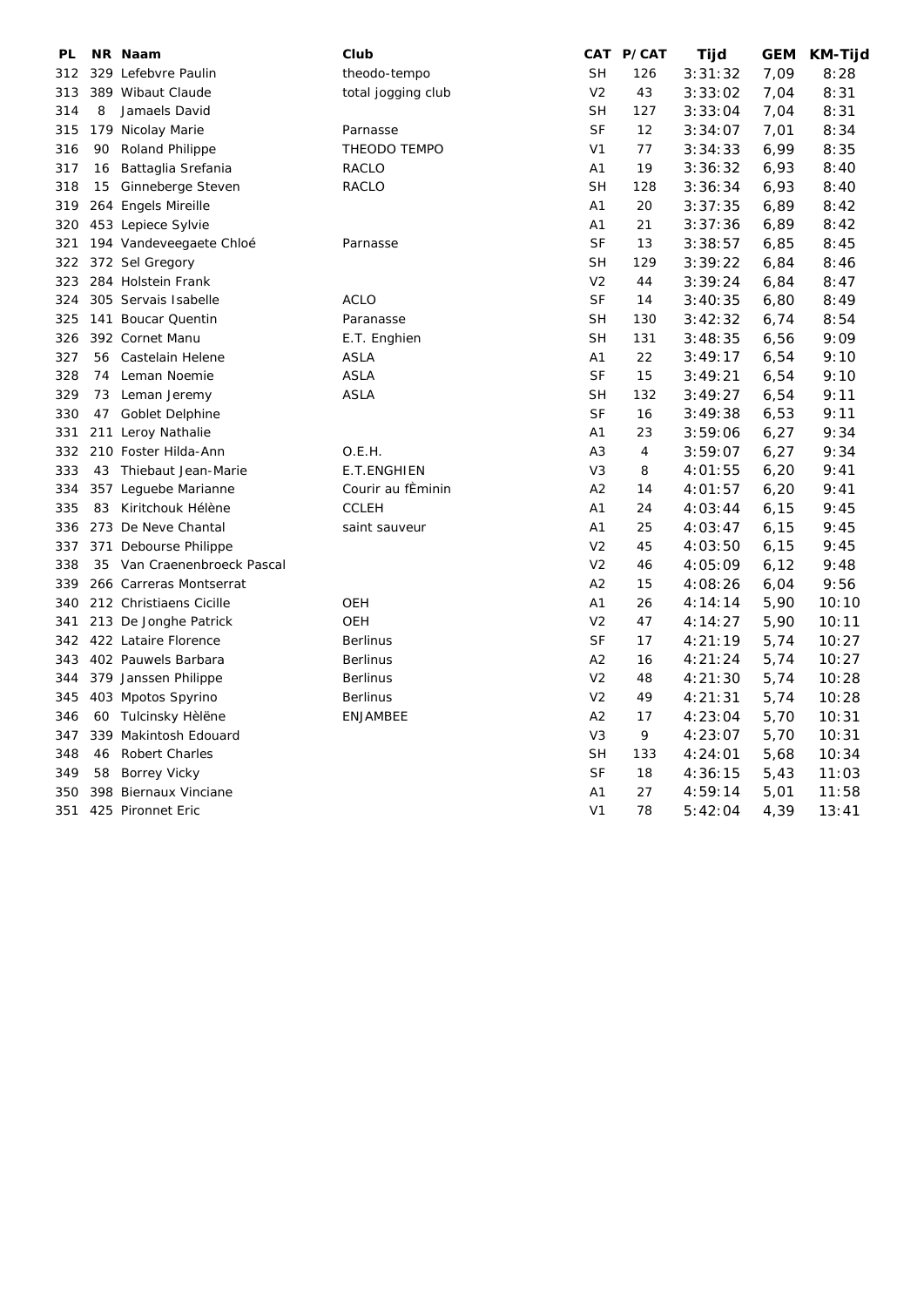| PL | NR | Naam | Club | CAT | P/CAT | Tijd | GEM | KM-Tijd |
|---|---|---|---|---|---|---|---|---|
| 312 | 329 | Lefebvre Paulin | theodo-tempo | SH | 126 | 3:31:32 | 7,09 | 8:28 |
| 313 | 389 | Wibaut Claude | total jogging club | V2 | 43 | 3:33:02 | 7,04 | 8:31 |
| 314 | 8 | Jamaels David | | SH | 127 | 3:33:04 | 7,04 | 8:31 |
| 315 | 179 | Nicolay Marie | Parnasse | SF | 12 | 3:34:07 | 7,01 | 8:34 |
| 316 | 90 | Roland Philippe | THEODO TEMPO | V1 | 77 | 3:34:33 | 6,99 | 8:35 |
| 317 | 16 | Battaglia Srefania | RACLO | A1 | 19 | 3:36:32 | 6,93 | 8:40 |
| 318 | 15 | Ginneberge Steven | RACLO | SH | 128 | 3:36:34 | 6,93 | 8:40 |
| 319 | 264 | Engels Mireille | | A1 | 20 | 3:37:35 | 6,89 | 8:42 |
| 320 | 453 | Lepiece Sylvie | | A1 | 21 | 3:37:36 | 6,89 | 8:42 |
| 321 | 194 | Vandeveegaete Chloé | Parnasse | SF | 13 | 3:38:57 | 6,85 | 8:45 |
| 322 | 372 | Sel Gregory | | SH | 129 | 3:39:22 | 6,84 | 8:46 |
| 323 | 284 | Holstein Frank | | V2 | 44 | 3:39:24 | 6,84 | 8:47 |
| 324 | 305 | Servais Isabelle | ACLO | SF | 14 | 3:40:35 | 6,80 | 8:49 |
| 325 | 141 | Boucar Quentin | Paranasse | SH | 130 | 3:42:32 | 6,74 | 8:54 |
| 326 | 392 | Cornet Manu | E.T. Enghien | SH | 131 | 3:48:35 | 6,56 | 9:09 |
| 327 | 56 | Castelain Helene | ASLA | A1 | 22 | 3:49:17 | 6,54 | 9:10 |
| 328 | 74 | Leman Noemie | ASLA | SF | 15 | 3:49:21 | 6,54 | 9:10 |
| 329 | 73 | Leman Jeremy | ASLA | SH | 132 | 3:49:27 | 6,54 | 9:11 |
| 330 | 47 | Goblet Delphine | | SF | 16 | 3:49:38 | 6,53 | 9:11 |
| 331 | 211 | Leroy Nathalie | | A1 | 23 | 3:59:06 | 6,27 | 9:34 |
| 332 | 210 | Foster Hilda-Ann | O.E.H. | A3 | 4 | 3:59:07 | 6,27 | 9:34 |
| 333 | 43 | Thiebaut Jean-Marie | E.T.ENGHIEN | V3 | 8 | 4:01:55 | 6,20 | 9:41 |
| 334 | 357 | Leguebe Marianne | Courir au fÈminin | A2 | 14 | 4:01:57 | 6,20 | 9:41 |
| 335 | 83 | Kiritchouk Hélène | CCLEH | A1 | 24 | 4:03:44 | 6,15 | 9:45 |
| 336 | 273 | De Neve Chantal | saint sauveur | A1 | 25 | 4:03:47 | 6,15 | 9:45 |
| 337 | 371 | Debourse Philippe | | V2 | 45 | 4:03:50 | 6,15 | 9:45 |
| 338 | 35 | Van Craenenbroeck Pascal | | V2 | 46 | 4:05:09 | 6,12 | 9:48 |
| 339 | 266 | Carreras Montserrat | | A2 | 15 | 4:08:26 | 6,04 | 9:56 |
| 340 | 212 | Christiaens Cicille | OEH | A1 | 26 | 4:14:14 | 5,90 | 10:10 |
| 341 | 213 | De Jonghe Patrick | OEH | V2 | 47 | 4:14:27 | 5,90 | 10:11 |
| 342 | 422 | Lataire Florence | Berlinus | SF | 17 | 4:21:19 | 5,74 | 10:27 |
| 343 | 402 | Pauwels Barbara | Berlinus | A2 | 16 | 4:21:24 | 5,74 | 10:27 |
| 344 | 379 | Janssen Philippe | Berlinus | V2 | 48 | 4:21:30 | 5,74 | 10:28 |
| 345 | 403 | Mpotos Spyrino | Berlinus | V2 | 49 | 4:21:31 | 5,74 | 10:28 |
| 346 | 60 | Tulcinsky Hèlëne | ENJAMBEE | A2 | 17 | 4:23:04 | 5,70 | 10:31 |
| 347 | 339 | Makintosh Edouard | | V3 | 9 | 4:23:07 | 5,70 | 10:31 |
| 348 | 46 | Robert Charles | | SH | 133 | 4:24:01 | 5,68 | 10:34 |
| 349 | 58 | Borrey Vicky | | SF | 18 | 4:36:15 | 5,43 | 11:03 |
| 350 | 398 | Biernaux Vinciane | | A1 | 27 | 4:59:14 | 5,01 | 11:58 |
| 351 | 425 | Pironnet Eric | | V1 | 78 | 5:42:04 | 4,39 | 13:41 |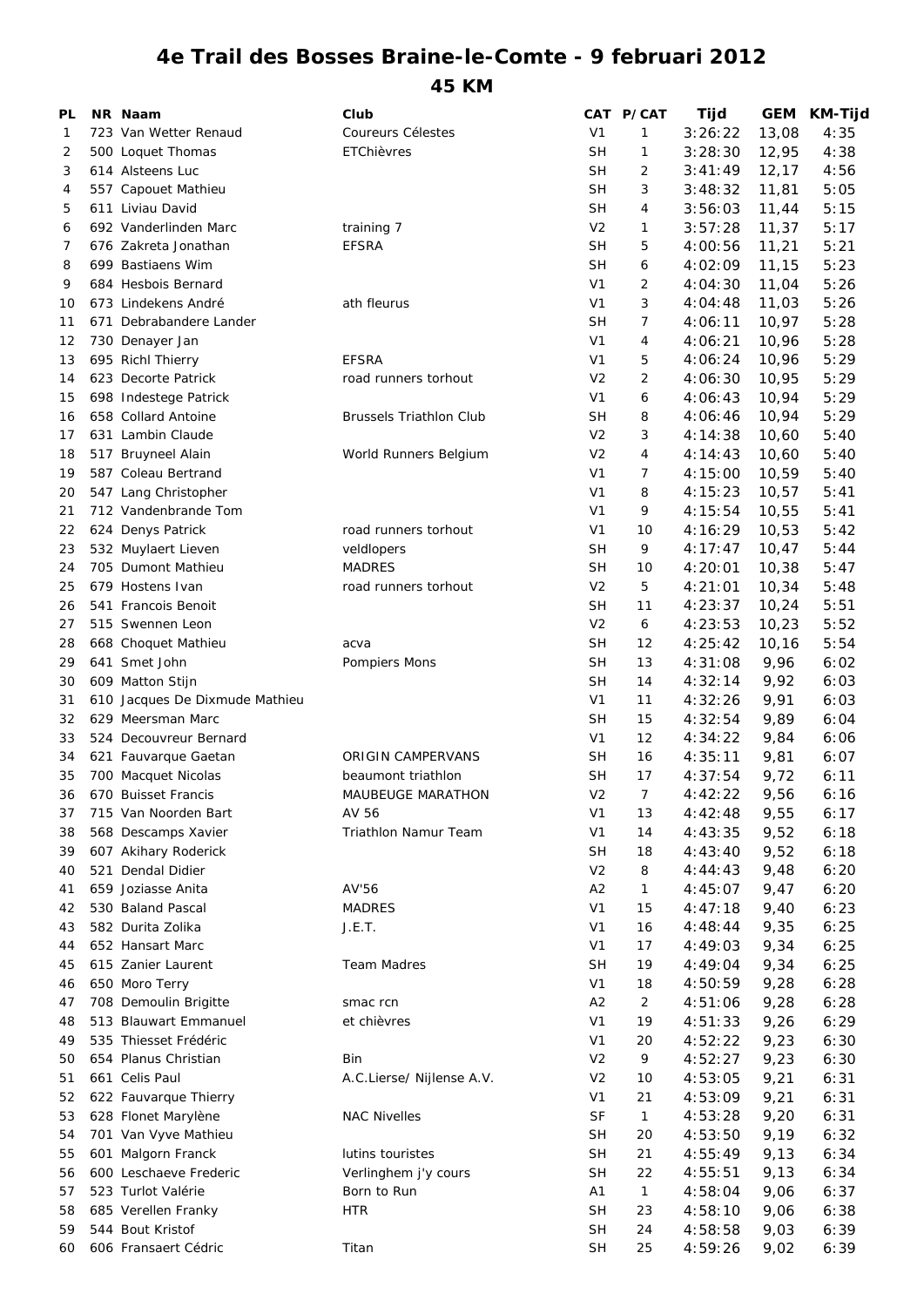# 4e Trail des Bosses Braine-le-Comte - 9 februari 2012

## 45 KM

| PL | NR | Naam | Club | CAT | P/CAT | Tijd | GEM | KM-Tijd |
|---|---|---|---|---|---|---|---|---|
| 1 | 723 | Van Wetter Renaud | Coureurs Célestes | V1 | 1 | 3:26:22 | 13,08 | 4:35 |
| 2 | 500 | Loquet Thomas | ETChièvres | SH | 1 | 3:28:30 | 12,95 | 4:38 |
| 3 | 614 | Alsteens Luc | | SH | 2 | 3:41:49 | 12,17 | 4:56 |
| 4 | 557 | Capouet Mathieu | | SH | 3 | 3:48:32 | 11,81 | 5:05 |
| 5 | 611 | Liviau David | | SH | 4 | 3:56:03 | 11,44 | 5:15 |
| 6 | 692 | Vanderlinden Marc | training 7 | V2 | 1 | 3:57:28 | 11,37 | 5:17 |
| 7 | 676 | Zakreta Jonathan | EFSRA | SH | 5 | 4:00:56 | 11,21 | 5:21 |
| 8 | 699 | Bastiaens Wim | | SH | 6 | 4:02:09 | 11,15 | 5:23 |
| 9 | 684 | Hesbois Bernard | | V1 | 2 | 4:04:30 | 11,04 | 5:26 |
| 10 | 673 | Lindekens André | ath fleurus | V1 | 3 | 4:04:48 | 11,03 | 5:26 |
| 11 | 671 | Debrabandere Lander | | SH | 7 | 4:06:11 | 10,97 | 5:28 |
| 12 | 730 | Denayer Jan | | V1 | 4 | 4:06:21 | 10,96 | 5:28 |
| 13 | 695 | Richl Thierry | EFSRA | V1 | 5 | 4:06:24 | 10,96 | 5:29 |
| 14 | 623 | Decorte Patrick | road runners torhout | V2 | 2 | 4:06:30 | 10,95 | 5:29 |
| 15 | 698 | Indestege Patrick | | V1 | 6 | 4:06:43 | 10,94 | 5:29 |
| 16 | 658 | Collard Antoine | Brussels Triathlon Club | SH | 8 | 4:06:46 | 10,94 | 5:29 |
| 17 | 631 | Lambin Claude | | V2 | 3 | 4:14:38 | 10,60 | 5:40 |
| 18 | 517 | Bruyneel Alain | World Runners Belgium | V2 | 4 | 4:14:43 | 10,60 | 5:40 |
| 19 | 587 | Coleau Bertrand | | V1 | 7 | 4:15:00 | 10,59 | 5:40 |
| 20 | 547 | Lang Christopher | | V1 | 8 | 4:15:23 | 10,57 | 5:41 |
| 21 | 712 | Vandenbrande Tom | | V1 | 9 | 4:15:54 | 10,55 | 5:41 |
| 22 | 624 | Denys Patrick | road runners torhout | V1 | 10 | 4:16:29 | 10,53 | 5:42 |
| 23 | 532 | Muylaert Lieven | veldlopers | SH | 9 | 4:17:47 | 10,47 | 5:44 |
| 24 | 705 | Dumont Mathieu | MADRES | SH | 10 | 4:20:01 | 10,38 | 5:47 |
| 25 | 679 | Hostens Ivan | road runners torhout | V2 | 5 | 4:21:01 | 10,34 | 5:48 |
| 26 | 541 | Francois Benoit | | SH | 11 | 4:23:37 | 10,24 | 5:51 |
| 27 | 515 | Swennen Leon | | V2 | 6 | 4:23:53 | 10,23 | 5:52 |
| 28 | 668 | Choquet Mathieu | acva | SH | 12 | 4:25:42 | 10,16 | 5:54 |
| 29 | 641 | Smet John | Pompiers Mons | SH | 13 | 4:31:08 | 9,96 | 6:02 |
| 30 | 609 | Matton Stijn | | SH | 14 | 4:32:14 | 9,92 | 6:03 |
| 31 | 610 | Jacques De Dixmude Mathieu | | V1 | 11 | 4:32:26 | 9,91 | 6:03 |
| 32 | 629 | Meersman Marc | | SH | 15 | 4:32:54 | 9,89 | 6:04 |
| 33 | 524 | Decouvreur Bernard | | V1 | 12 | 4:34:22 | 9,84 | 6:06 |
| 34 | 621 | Fauvarque Gaetan | ORIGIN CAMPERVANS | SH | 16 | 4:35:11 | 9,81 | 6:07 |
| 35 | 700 | Macquet Nicolas | beaumont triathlon | SH | 17 | 4:37:54 | 9,72 | 6:11 |
| 36 | 670 | Buisset Francis | MAUBEUGE MARATHON | V2 | 7 | 4:42:22 | 9,56 | 6:16 |
| 37 | 715 | Van Noorden Bart | AV 56 | V1 | 13 | 4:42:48 | 9,55 | 6:17 |
| 38 | 568 | Descamps Xavier | Triathlon Namur Team | V1 | 14 | 4:43:35 | 9,52 | 6:18 |
| 39 | 607 | Akihary Roderick | | SH | 18 | 4:43:40 | 9,52 | 6:18 |
| 40 | 521 | Dendal Didier | | V2 | 8 | 4:44:43 | 9,48 | 6:20 |
| 41 | 659 | Joziasse Anita | AV'56 | A2 | 1 | 4:45:07 | 9,47 | 6:20 |
| 42 | 530 | Baland Pascal | MADRES | V1 | 15 | 4:47:18 | 9,40 | 6:23 |
| 43 | 582 | Durita Zolika | J.E.T. | V1 | 16 | 4:48:44 | 9,35 | 6:25 |
| 44 | 652 | Hansart Marc | | V1 | 17 | 4:49:03 | 9,34 | 6:25 |
| 45 | 615 | Zanier Laurent | Team Madres | SH | 19 | 4:49:04 | 9,34 | 6:25 |
| 46 | 650 | Moro Terry | | V1 | 18 | 4:50:59 | 9,28 | 6:28 |
| 47 | 708 | Demoulin Brigitte | smac rcn | A2 | 2 | 4:51:06 | 9,28 | 6:28 |
| 48 | 513 | Blauwart Emmanuel | et chièvres | V1 | 19 | 4:51:33 | 9,26 | 6:29 |
| 49 | 535 | Thiesset Frédéric | | V1 | 20 | 4:52:22 | 9,23 | 6:30 |
| 50 | 654 | Planus Christian | Bin | V2 | 9 | 4:52:27 | 9,23 | 6:30 |
| 51 | 661 | Celis Paul | A.C.Lierse/ Nijlense A.V. | V2 | 10 | 4:53:05 | 9,21 | 6:31 |
| 52 | 622 | Fauvarque Thierry | | V1 | 21 | 4:53:09 | 9,21 | 6:31 |
| 53 | 628 | Flonet Marylène | NAC Nivelles | SF | 1 | 4:53:28 | 9,20 | 6:31 |
| 54 | 701 | Van Vyve Mathieu | | SH | 20 | 4:53:50 | 9,19 | 6:32 |
| 55 | 601 | Malgorn Franck | lutins touristes | SH | 21 | 4:55:49 | 9,13 | 6:34 |
| 56 | 600 | Leschaeve Frederic | Verlinghem j'y cours | SH | 22 | 4:55:51 | 9,13 | 6:34 |
| 57 | 523 | Turlot Valérie | Born to Run | A1 | 1 | 4:58:04 | 9,06 | 6:37 |
| 58 | 685 | Verellen Franky | HTR | SH | 23 | 4:58:10 | 9,06 | 6:38 |
| 59 | 544 | Bout Kristof | | SH | 24 | 4:58:58 | 9,03 | 6:39 |
| 60 | 606 | Fransaert Cédric | Titan | SH | 25 | 4:59:26 | 9,02 | 6:39 |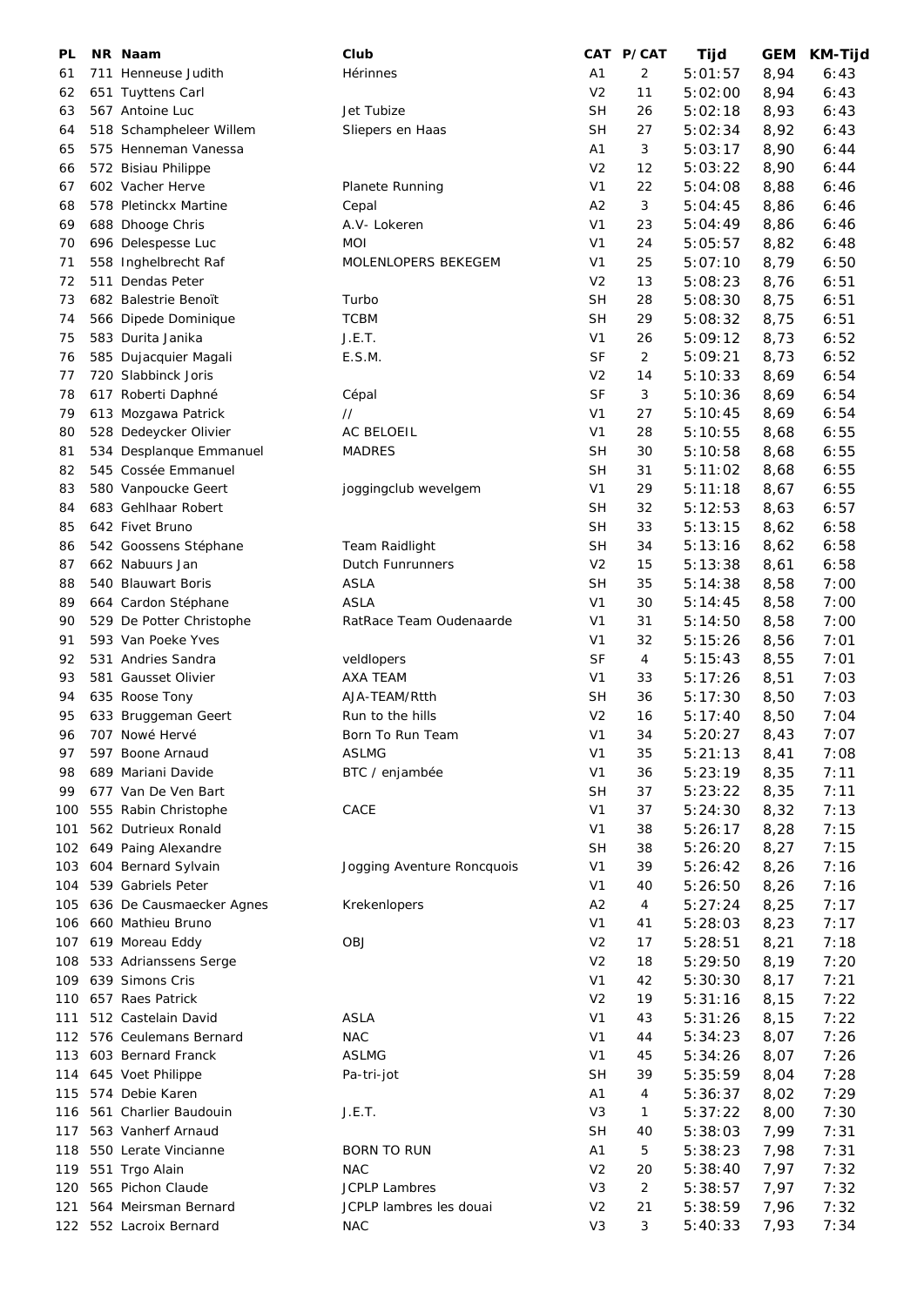| PL | NR | Naam | Club | CAT | P/CAT | Tijd | GEM | KM-Tijd |
|---|---|---|---|---|---|---|---|---|
| 61 | 711 | Henneuse Judith | Hérinnes | A1 | 2 | 5:01:57 | 8,94 | 6:43 |
| 62 | 651 | Tuyttens Carl | | V2 | 11 | 5:02:00 | 8,94 | 6:43 |
| 63 | 567 | Antoine Luc | Jet Tubize | SH | 26 | 5:02:18 | 8,93 | 6:43 |
| 64 | 518 | Schampheleer Willem | Sliepers en Haas | SH | 27 | 5:02:34 | 8,92 | 6:43 |
| 65 | 575 | Henneman Vanessa | | A1 | 3 | 5:03:17 | 8,90 | 6:44 |
| 66 | 572 | Bisiau Philippe | | V2 | 12 | 5:03:22 | 8,90 | 6:44 |
| 67 | 602 | Vacher Herve | Planete Running | V1 | 22 | 5:04:08 | 8,88 | 6:46 |
| 68 | 578 | Pletinckx Martine | Cepal | A2 | 3 | 5:04:45 | 8,86 | 6:46 |
| 69 | 688 | Dhooge Chris | A.V- Lokeren | V1 | 23 | 5:04:49 | 8,86 | 6:46 |
| 70 | 696 | Delespesse Luc | MOI | V1 | 24 | 5:05:57 | 8,82 | 6:48 |
| 71 | 558 | Inghelbrecht Raf | MOLENLOPERS BEKEGEM | V1 | 25 | 5:07:10 | 8,79 | 6:50 |
| 72 | 511 | Dendas Peter | | V2 | 13 | 5:08:23 | 8,76 | 6:51 |
| 73 | 682 | Balestrie Benoït | Turbo | SH | 28 | 5:08:30 | 8,75 | 6:51 |
| 74 | 566 | Dipede Dominique | TCBM | SH | 29 | 5:08:32 | 8,75 | 6:51 |
| 75 | 583 | Durita Janika | J.E.T. | V1 | 26 | 5:09:12 | 8,73 | 6:52 |
| 76 | 585 | Dujacquier Magali | E.S.M. | SF | 2 | 5:09:21 | 8,73 | 6:52 |
| 77 | 720 | Slabbinck Joris | | V2 | 14 | 5:10:33 | 8,69 | 6:54 |
| 78 | 617 | Roberti Daphné | Cépal | SF | 3 | 5:10:36 | 8,69 | 6:54 |
| 79 | 613 | Mozgawa Patrick | // | V1 | 27 | 5:10:45 | 8,69 | 6:54 |
| 80 | 528 | Dedeycker Olivier | AC BELOEIL | V1 | 28 | 5:10:55 | 8,68 | 6:55 |
| 81 | 534 | Desplanque Emmanuel | MADRES | SH | 30 | 5:10:58 | 8,68 | 6:55 |
| 82 | 545 | Cossée Emmanuel | | SH | 31 | 5:11:02 | 8,68 | 6:55 |
| 83 | 580 | Vanpoucke Geert | joggingclub wevelgem | V1 | 29 | 5:11:18 | 8,67 | 6:55 |
| 84 | 683 | Gehlhaar Robert | | SH | 32 | 5:12:53 | 8,63 | 6:57 |
| 85 | 642 | Fivet Bruno | | SH | 33 | 5:13:15 | 8,62 | 6:58 |
| 86 | 542 | Goossens Stéphane | Team Raidlight | SH | 34 | 5:13:16 | 8,62 | 6:58 |
| 87 | 662 | Nabuurs Jan | Dutch Funrunners | V2 | 15 | 5:13:38 | 8,61 | 6:58 |
| 88 | 540 | Blauwart Boris | ASLA | SH | 35 | 5:14:38 | 8,58 | 7:00 |
| 89 | 664 | Cardon Stéphane | ASLA | V1 | 30 | 5:14:45 | 8,58 | 7:00 |
| 90 | 529 | De Potter Christophe | RatRace Team Oudenaarde | V1 | 31 | 5:14:50 | 8,58 | 7:00 |
| 91 | 593 | Van Poeke Yves | | V1 | 32 | 5:15:26 | 8,56 | 7:01 |
| 92 | 531 | Andries Sandra | veldlopers | SF | 4 | 5:15:43 | 8,55 | 7:01 |
| 93 | 581 | Gausset Olivier | AXA TEAM | V1 | 33 | 5:17:26 | 8,51 | 7:03 |
| 94 | 635 | Roose Tony | AJA-TEAM/Rtth | SH | 36 | 5:17:30 | 8,50 | 7:03 |
| 95 | 633 | Bruggeman Geert | Run to the hills | V2 | 16 | 5:17:40 | 8,50 | 7:04 |
| 96 | 707 | Nowé Hervé | Born To Run Team | V1 | 34 | 5:20:27 | 8,43 | 7:07 |
| 97 | 597 | Boone Arnaud | ASLMG | V1 | 35 | 5:21:13 | 8,41 | 7:08 |
| 98 | 689 | Mariani Davide | BTC / enjambée | V1 | 36 | 5:23:19 | 8,35 | 7:11 |
| 99 | 677 | Van De Ven Bart | | SH | 37 | 5:23:22 | 8,35 | 7:11 |
| 100 | 555 | Rabin Christophe | CACE | V1 | 37 | 5:24:30 | 8,32 | 7:13 |
| 101 | 562 | Dutrieux Ronald | | V1 | 38 | 5:26:17 | 8,28 | 7:15 |
| 102 | 649 | Paing Alexandre | | SH | 38 | 5:26:20 | 8,27 | 7:15 |
| 103 | 604 | Bernard Sylvain | Jogging Aventure Roncquois | V1 | 39 | 5:26:42 | 8,26 | 7:16 |
| 104 | 539 | Gabriels Peter | | V1 | 40 | 5:26:50 | 8,26 | 7:16 |
| 105 | 636 | De Causmaecker Agnes | Krekenlopers | A2 | 4 | 5:27:24 | 8,25 | 7:17 |
| 106 | 660 | Mathieu Bruno | | V1 | 41 | 5:28:03 | 8,23 | 7:17 |
| 107 | 619 | Moreau Eddy | OBJ | V2 | 17 | 5:28:51 | 8,21 | 7:18 |
| 108 | 533 | Adrianssens Serge | | V2 | 18 | 5:29:50 | 8,19 | 7:20 |
| 109 | 639 | Simons Cris | | V1 | 42 | 5:30:30 | 8,17 | 7:21 |
| 110 | 657 | Raes Patrick | | V2 | 19 | 5:31:16 | 8,15 | 7:22 |
| 111 | 512 | Castelain David | ASLA | V1 | 43 | 5:31:26 | 8,15 | 7:22 |
| 112 | 576 | Ceulemans Bernard | NAC | V1 | 44 | 5:34:23 | 8,07 | 7:26 |
| 113 | 603 | Bernard Franck | ASLMG | V1 | 45 | 5:34:26 | 8,07 | 7:26 |
| 114 | 645 | Voet Philippe | Pa-tri-jot | SH | 39 | 5:35:59 | 8,04 | 7:28 |
| 115 | 574 | Debie Karen | | A1 | 4 | 5:36:37 | 8,02 | 7:29 |
| 116 | 561 | Charlier Baudouin | J.E.T. | V3 | 1 | 5:37:22 | 8,00 | 7:30 |
| 117 | 563 | Vanherf Arnaud | | SH | 40 | 5:38:03 | 7,99 | 7:31 |
| 118 | 550 | Lerate Vincianne | BORN TO RUN | A1 | 5 | 5:38:23 | 7,98 | 7:31 |
| 119 | 551 | Trgo Alain | NAC | V2 | 20 | 5:38:40 | 7,97 | 7:32 |
| 120 | 565 | Pichon Claude | JCPLP Lambres | V3 | 2 | 5:38:57 | 7,97 | 7:32 |
| 121 | 564 | Meirsman Bernard | JCPLP lambres les douai | V2 | 21 | 5:38:59 | 7,96 | 7:32 |
| 122 | 552 | Lacroix Bernard | NAC | V3 | 3 | 5:40:33 | 7,93 | 7:34 |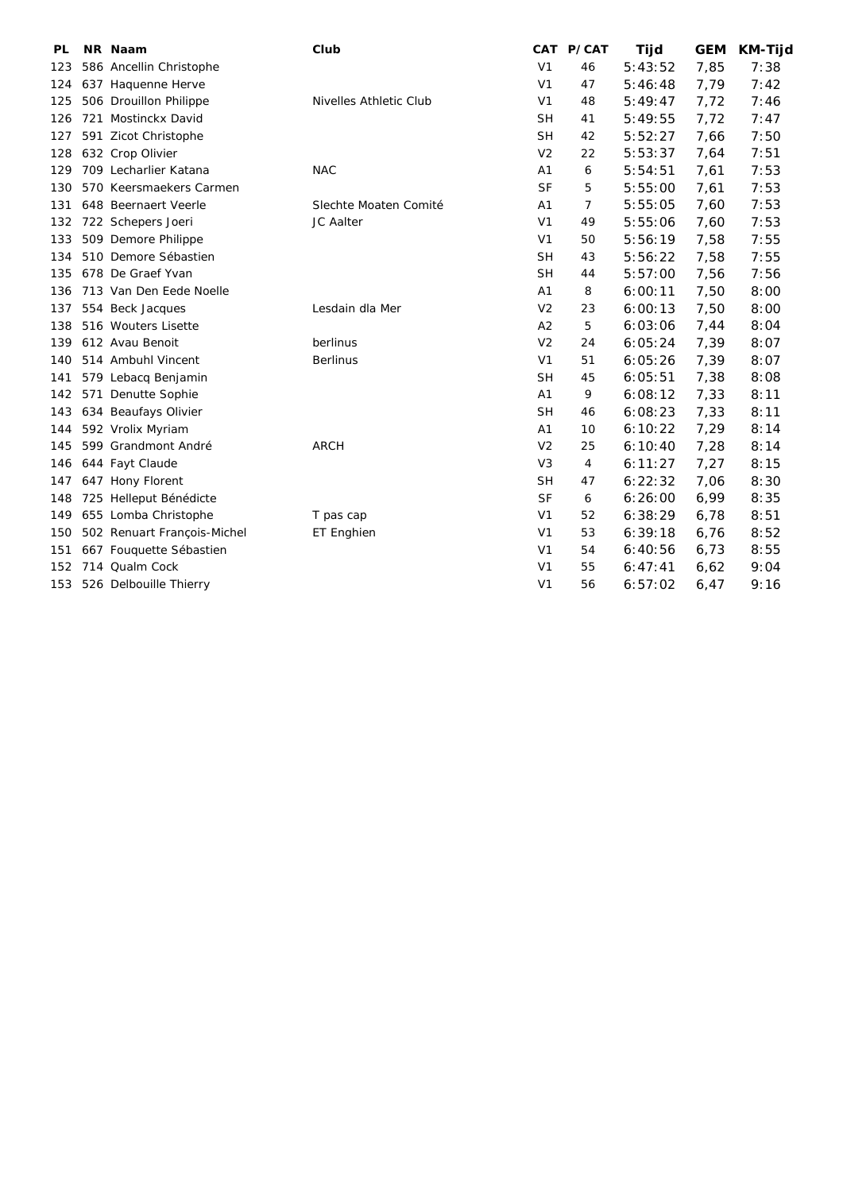| PL | NR | Naam | Club | CAT | P/CAT | Tijd | GEM | KM-Tijd |
|---|---|---|---|---|---|---|---|---|
| 123 | 586 | Ancellin Christophe | | V1 | 46 | 5:43:52 | 7,85 | 7:38 |
| 124 | 637 | Haquenne Herve | | V1 | 47 | 5:46:48 | 7,79 | 7:42 |
| 125 | 506 | Drouillon Philippe | Nivelles Athletic Club | V1 | 48 | 5:49:47 | 7,72 | 7:46 |
| 126 | 721 | Mostinckx David | | SH | 41 | 5:49:55 | 7,72 | 7:47 |
| 127 | 591 | Zicot Christophe | | SH | 42 | 5:52:27 | 7,66 | 7:50 |
| 128 | 632 | Crop Olivier | | V2 | 22 | 5:53:37 | 7,64 | 7:51 |
| 129 | 709 | Lecharlier Katana | NAC | A1 | 6 | 5:54:51 | 7,61 | 7:53 |
| 130 | 570 | Keersmaekers Carmen | | SF | 5 | 5:55:00 | 7,61 | 7:53 |
| 131 | 648 | Beernaert Veerle | Slechte Moaten Comité | A1 | 7 | 5:55:05 | 7,60 | 7:53 |
| 132 | 722 | Schepers Joeri | JC Aalter | V1 | 49 | 5:55:06 | 7,60 | 7:53 |
| 133 | 509 | Demore Philippe | | V1 | 50 | 5:56:19 | 7,58 | 7:55 |
| 134 | 510 | Demore Sébastien | | SH | 43 | 5:56:22 | 7,58 | 7:55 |
| 135 | 678 | De Graef Yvan | | SH | 44 | 5:57:00 | 7,56 | 7:56 |
| 136 | 713 | Van Den Eede Noelle | | A1 | 8 | 6:00:11 | 7,50 | 8:00 |
| 137 | 554 | Beck Jacques | Lesdain dla Mer | V2 | 23 | 6:00:13 | 7,50 | 8:00 |
| 138 | 516 | Wouters Lisette | | A2 | 5 | 6:03:06 | 7,44 | 8:04 |
| 139 | 612 | Avau Benoit | berlinus | V2 | 24 | 6:05:24 | 7,39 | 8:07 |
| 140 | 514 | Ambuhl Vincent | Berlinus | V1 | 51 | 6:05:26 | 7,39 | 8:07 |
| 141 | 579 | Lebacq Benjamin | | SH | 45 | 6:05:51 | 7,38 | 8:08 |
| 142 | 571 | Denutte Sophie | | A1 | 9 | 6:08:12 | 7,33 | 8:11 |
| 143 | 634 | Beaufays Olivier | | SH | 46 | 6:08:23 | 7,33 | 8:11 |
| 144 | 592 | Vrolix Myriam | | A1 | 10 | 6:10:22 | 7,29 | 8:14 |
| 145 | 599 | Grandmont André | ARCH | V2 | 25 | 6:10:40 | 7,28 | 8:14 |
| 146 | 644 | Fayt Claude | | V3 | 4 | 6:11:27 | 7,27 | 8:15 |
| 147 | 647 | Hony Florent | | SH | 47 | 6:22:32 | 7,06 | 8:30 |
| 148 | 725 | Helleput Bénédicte | | SF | 6 | 6:26:00 | 6,99 | 8:35 |
| 149 | 655 | Lomba Christophe | T pas cap | V1 | 52 | 6:38:29 | 6,78 | 8:51 |
| 150 | 502 | Renuart François-Michel | ET Enghien | V1 | 53 | 6:39:18 | 6,76 | 8:52 |
| 151 | 667 | Fouquette Sébastien | | V1 | 54 | 6:40:56 | 6,73 | 8:55 |
| 152 | 714 | Qualm Cock | | V1 | 55 | 6:47:41 | 6,62 | 9:04 |
| 153 | 526 | Delbouille Thierry | | V1 | 56 | 6:57:02 | 6,47 | 9:16 |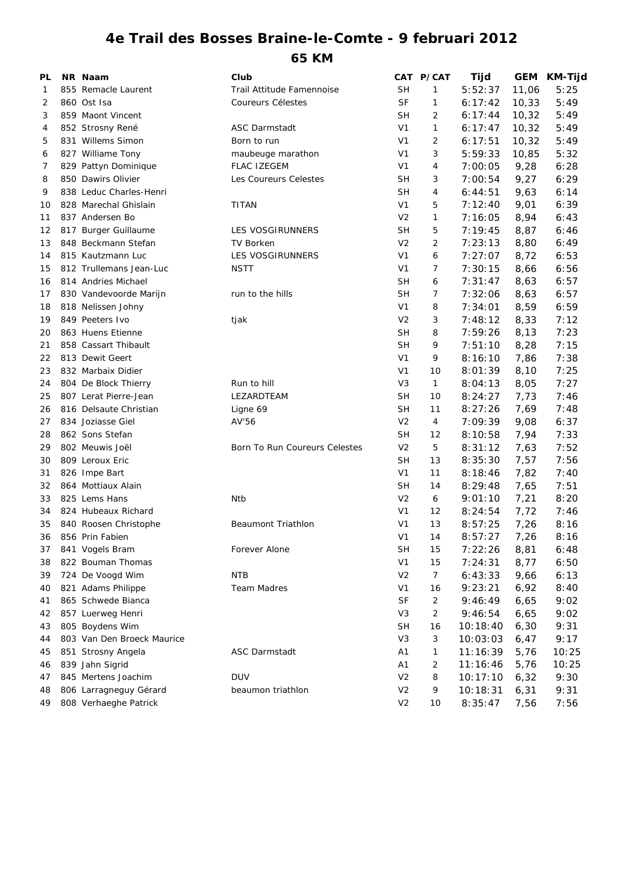# 4e Trail des Bosses Braine-le-Comte - 9 februari 2012

## 65 KM

| PL | NR | Naam | Club | CAT | P/CAT | Tijd | GEM | KM-Tijd |
|---|---|---|---|---|---|---|---|---|
| 1 | 855 | Remacle Laurent | Trail Attitude Famennoise | SH | 1 | 5:52:37 | 11,06 | 5:25 |
| 2 | 860 | Ost Isa | Coureurs Célestes | SF | 1 | 6:17:42 | 10,33 | 5:49 |
| 3 | 859 | Maont Vincent | | SH | 2 | 6:17:44 | 10,32 | 5:49 |
| 4 | 852 | Strosny René | ASC Darmstadt | V1 | 1 | 6:17:47 | 10,32 | 5:49 |
| 5 | 831 | Willems Simon | Born to run | V1 | 2 | 6:17:51 | 10,32 | 5:49 |
| 6 | 827 | Williame Tony | maubeuge marathon | V1 | 3 | 5:59:33 | 10,85 | 5:32 |
| 7 | 829 | Pattyn Dominique | FLAC IZEGEM | V1 | 4 | 7:00:05 | 9,28 | 6:28 |
| 8 | 850 | Dawirs Olivier | Les Coureurs Celestes | SH | 3 | 7:00:54 | 9,27 | 6:29 |
| 9 | 838 | Leduc Charles-Henri | | SH | 4 | 6:44:51 | 9,63 | 6:14 |
| 10 | 828 | Marechal Ghislain | TITAN | V1 | 5 | 7:12:40 | 9,01 | 6:39 |
| 11 | 837 | Andersen Bo | | V2 | 1 | 7:16:05 | 8,94 | 6:43 |
| 12 | 817 | Burger Guillaume | LES VOSGIRUNNERS | SH | 5 | 7:19:45 | 8,87 | 6:46 |
| 13 | 848 | Beckmann Stefan | TV Borken | V2 | 2 | 7:23:13 | 8,80 | 6:49 |
| 14 | 815 | Kautzmann Luc | LES VOSGIRUNNERS | V1 | 6 | 7:27:07 | 8,72 | 6:53 |
| 15 | 812 | Trullemans Jean-Luc | NSTT | V1 | 7 | 7:30:15 | 8,66 | 6:56 |
| 16 | 814 | Andries Michael | | SH | 6 | 7:31:47 | 8,63 | 6:57 |
| 17 | 830 | Vandevoorde Marijn | run to the hills | SH | 7 | 7:32:06 | 8,63 | 6:57 |
| 18 | 818 | Nelissen Johny | | V1 | 8 | 7:34:01 | 8,59 | 6:59 |
| 19 | 849 | Peeters Ivo | tjak | V2 | 3 | 7:48:12 | 8,33 | 7:12 |
| 20 | 863 | Huens Etienne | | SH | 8 | 7:59:26 | 8,13 | 7:23 |
| 21 | 858 | Cassart Thibault | | SH | 9 | 7:51:10 | 8,28 | 7:15 |
| 22 | 813 | Dewit Geert | | V1 | 9 | 8:16:10 | 7,86 | 7:38 |
| 23 | 832 | Marbaix Didier | | V1 | 10 | 8:01:39 | 8,10 | 7:25 |
| 24 | 804 | De Block Thierry | Run to hill | V3 | 1 | 8:04:13 | 8,05 | 7:27 |
| 25 | 807 | Lerat Pierre-Jean | LEZARDTEAM | SH | 10 | 8:24:27 | 7,73 | 7:46 |
| 26 | 816 | Delsaute Christian | Ligne 69 | SH | 11 | 8:27:26 | 7,69 | 7:48 |
| 27 | 834 | Joziasse Giel | AV'56 | V2 | 4 | 7:09:39 | 9,08 | 6:37 |
| 28 | 862 | Sons Stefan | | SH | 12 | 8:10:58 | 7,94 | 7:33 |
| 29 | 802 | Meuwis Joël | Born To Run Coureurs Celestes | V2 | 5 | 8:31:12 | 7,63 | 7:52 |
| 30 | 809 | Leroux Eric | | SH | 13 | 8:35:30 | 7,57 | 7:56 |
| 31 | 826 | Impe Bart | | V1 | 11 | 8:18:46 | 7,82 | 7:40 |
| 32 | 864 | Mottiaux Alain | | SH | 14 | 8:29:48 | 7,65 | 7:51 |
| 33 | 825 | Lems Hans | Ntb | V2 | 6 | 9:01:10 | 7,21 | 8:20 |
| 34 | 824 | Hubeaux Richard | | V1 | 12 | 8:24:54 | 7,72 | 7:46 |
| 35 | 840 | Roosen Christophe | Beaumont Triathlon | V1 | 13 | 8:57:25 | 7,26 | 8:16 |
| 36 | 856 | Prin Fabien | | V1 | 14 | 8:57:27 | 7,26 | 8:16 |
| 37 | 841 | Vogels Bram | Forever Alone | SH | 15 | 7:22:26 | 8,81 | 6:48 |
| 38 | 822 | Bouman Thomas | | V1 | 15 | 7:24:31 | 8,77 | 6:50 |
| 39 | 724 | De Voogd Wim | NTB | V2 | 7 | 6:43:33 | 9,66 | 6:13 |
| 40 | 821 | Adams Philippe | Team Madres | V1 | 16 | 9:23:21 | 6,92 | 8:40 |
| 41 | 865 | Schwede Bianca | | SF | 2 | 9:46:49 | 6,65 | 9:02 |
| 42 | 857 | Luerweg Henri | | V3 | 2 | 9:46:54 | 6,65 | 9:02 |
| 43 | 805 | Boydens Wim | | SH | 16 | 10:18:40 | 6,30 | 9:31 |
| 44 | 803 | Van Den Broeck Maurice | | V3 | 3 | 10:03:03 | 6,47 | 9:17 |
| 45 | 851 | Strosny Angela | ASC Darmstadt | A1 | 1 | 11:16:39 | 5,76 | 10:25 |
| 46 | 839 | Jahn Sigrid | | A1 | 2 | 11:16:46 | 5,76 | 10:25 |
| 47 | 845 | Mertens Joachim | DUV | V2 | 8 | 10:17:10 | 6,32 | 9:30 |
| 48 | 806 | Larragneguy Gérard | beaumon triathlon | V2 | 9 | 10:18:31 | 6,31 | 9:31 |
| 49 | 808 | Verhaeghe Patrick | | V2 | 10 | 8:35:47 | 7,56 | 7:56 |